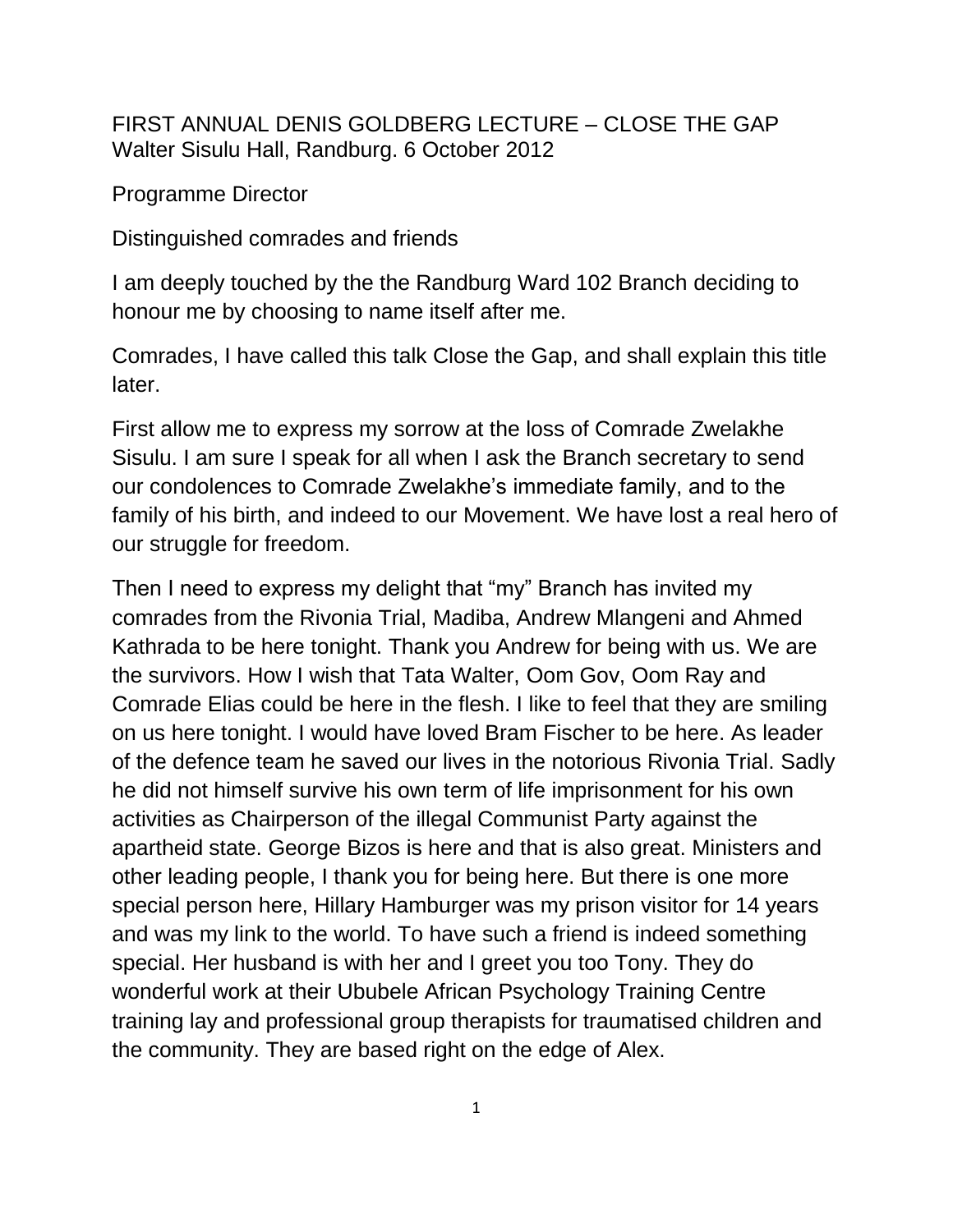# FIRST ANNUAL DENIS GOLDBERG LECTURE – CLOSE THE GAP

Walter Sisulu Hall, Randburg. 6 October 2012

Programme Director

Distinguished comrades and friends

I am deeply touched by the the Randburg Ward 102 Branch deciding to honour me by choosing to name itself after me.

Comrades, I have called this talk Close the Gap, and shall explain this title later.

First allow me to express my sorrow at the loss of Comrade Zwelakhe Sisulu. I am sure I speak for all when I ask the Branch secretary to send our condolences to Comrade Zwelakhe's immediate family, and to the family of his birth, and indeed to our Movement. We have lost a real hero of our struggle for freedom.

Then I need to express my delight that "my" Branch has invited my comrades from the Rivonia Trial, Madiba, Andrew Mlangeni and Ahmed Kathrada to be here tonight. Thank you Andrew for being with us. We are the survivors. How I wish that Tata Walter, Oom Gov, Oom Ray and Comrade Elias could be here in the flesh. I like to feel that they are smiling on us here tonight. I would have loved Bram Fischer to be here. As leader of the defence team he saved our lives in the notorious Rivonia Trial. Sadly he did not himself survive his own term of life imprisonment for his own activities as Chairperson of the illegal Communist Party against the apartheid state. George Bizos is here and that is also great. Ministers and other leading people, I thank you for being here. But there is one more special person here, Hillary Hamburger was my prison visitor for 14 years and was my link to the world. To have such a friend is indeed something special. Her husband is with her and I greet you too Tony. They do wonderful work at their Ububele African Psychology Training Centre training lay and professional group therapists for traumatised children and the community. They are based right on the edge of Alex.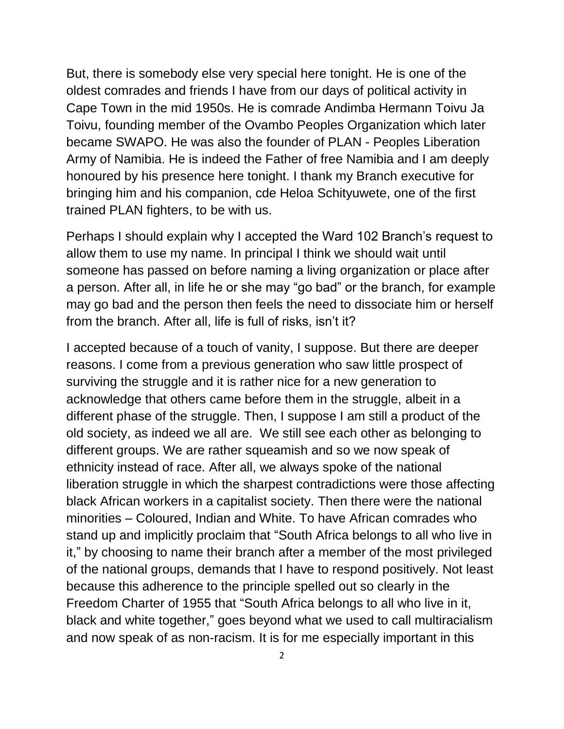But, there is somebody else very special here tonight. He is one of the oldest comrades and friends I have from our days of political activity in Cape Town in the mid 1950s. He is comrade Andimba Hermann Toivu Ja Toivu, founding member of the Ovambo Peoples Organization which later became SWAPO. He was also the founder of PLAN - Peoples Liberation Army of Namibia. He is indeed the Father of free Namibia and I am deeply honoured by his presence here tonight. I thank my Branch executive for bringing him and his companion, cde Heloa Schityuwete, one of the first trained PLAN fighters, to be with us.

Perhaps I should explain why I accepted the Ward 102 Branch's request to allow them to use my name. In principal I think we should wait until someone has passed on before naming a living organization or place after a person. After all, in life he or she may "go bad" or the branch, for example may go bad and the person then feels the need to dissociate him or herself from the branch. After all, life is full of risks, isn't it?

I accepted because of a touch of vanity, I suppose. But there are deeper reasons. I come from a previous generation who saw little prospect of surviving the struggle and it is rather nice for a new generation to acknowledge that others came before them in the struggle, albeit in a different phase of the struggle. Then, I suppose I am still a product of the old society, as indeed we all are. We still see each other as belonging to different groups. We are rather squeamish and so we now speak of ethnicity instead of race. After all, we always spoke of the national liberation struggle in which the sharpest contradictions were those affecting black African workers in a capitalist society. Then there were the national minorities – Coloured, Indian and White. To have African comrades who stand up and implicitly proclaim that "South Africa belongs to all who live in it," by choosing to name their branch after a member of the most privileged of the national groups, demands that I have to respond positively. Not least because this adherence to the principle spelled out so clearly in the Freedom Charter of 1955 that "South Africa belongs to all who live in it, black and white together," goes beyond what we used to call multiracialism and now speak of as non-racism. It is for me especially important in this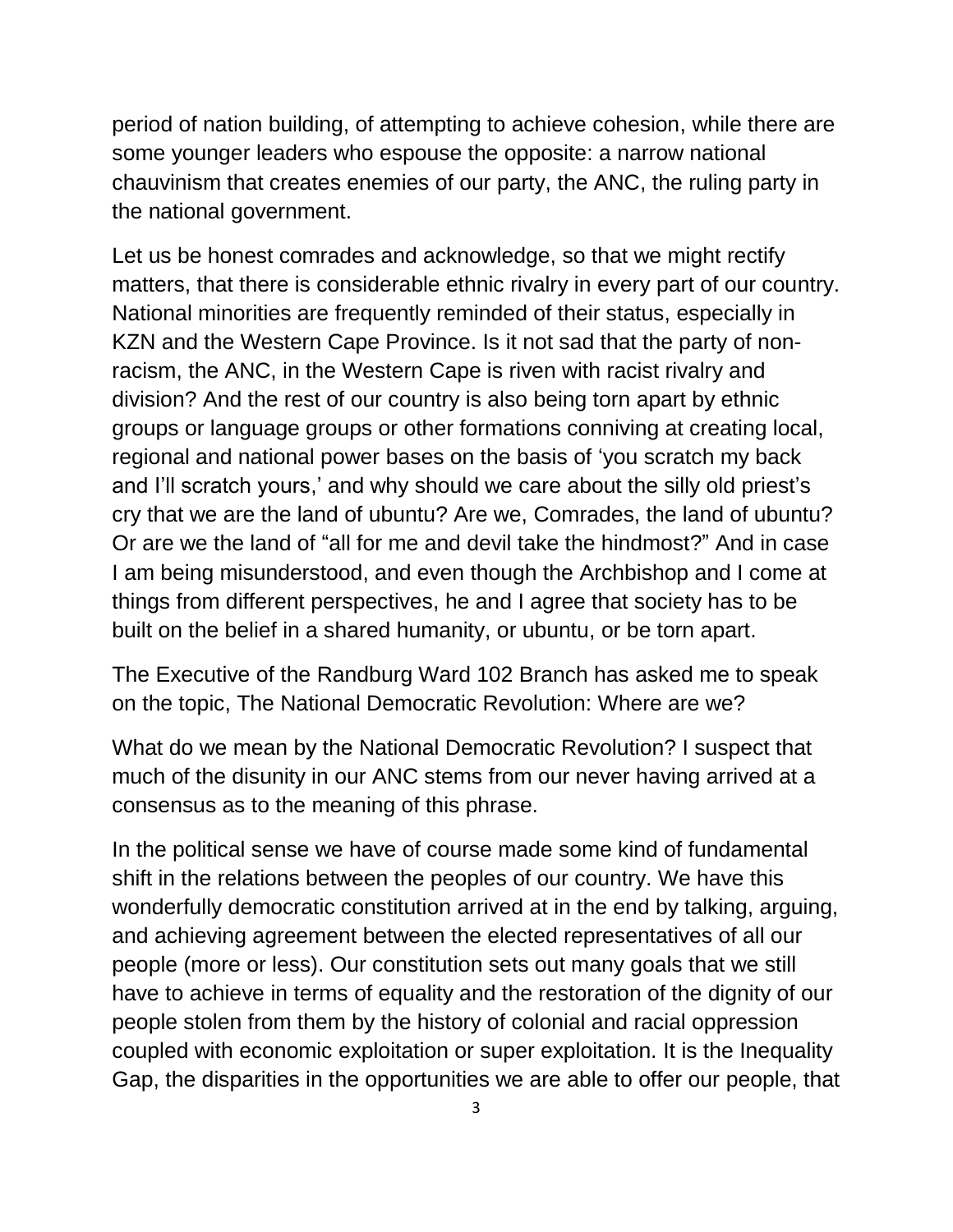period of nation building, of attempting to achieve cohesion, while there are some younger leaders who espouse the opposite: a narrow national chauvinism that creates enemies of our party, the ANC, the ruling party in the national government.

Let us be honest comrades and acknowledge, so that we might rectify matters, that there is considerable ethnic rivalry in every part of our country. National minorities are frequently reminded of their status, especially in KZN and the Western Cape Province. Is it not sad that the party of non-racism, the ANC, in the Western Cape is riven with racist rivalry and division? And the rest of our country is also being torn apart by ethnic groups or language groups or other formations conniving at creating local, regional and national power bases on the basis of 'you scratch my back and I'll scratch yours,' and why should we care about the silly old priest's cry that we are the land of ubuntu? Are we, Comrades, the land of ubuntu? Or are we the land of "all for me and devil take the hindmost?" And in case I am being misunderstood, and even though the Archbishop and I come at things from different perspectives, he and I agree that society has to be built on the belief in a shared humanity, or ubuntu, or be torn apart.

The Executive of the Randburg Ward 102 Branch has asked me to speak on the topic, The National Democratic Revolution: Where are we?

What do we mean by the National Democratic Revolution? I suspect that much of the disunity in our ANC stems from our never having arrived at a consensus as to the meaning of this phrase.

In the political sense we have of course made some kind of fundamental shift in the relations between the peoples of our country. We have this wonderfully democratic constitution arrived at in the end by talking, arguing, and achieving agreement between the elected representatives of all our people (more or less). Our constitution sets out many goals that we still have to achieve in terms of equality and the restoration of the dignity of our people stolen from them by the history of colonial and racial oppression coupled with economic exploitation or super exploitation. It is the Inequality Gap, the disparities in the opportunities we are able to offer our people, that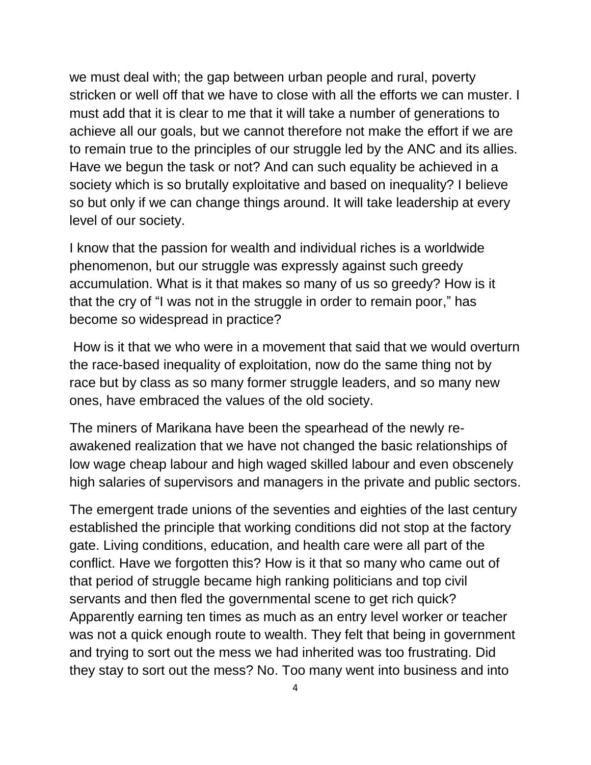we must deal with; the gap between urban people and rural, poverty stricken or well off that we have to close with all the efforts we can muster. I must add that it is clear to me that it will take a number of generations to achieve all our goals, but we cannot therefore not make the effort if we are to remain true to the principles of our struggle led by the ANC and its allies. Have we begun the task or not? And can such equality be achieved in a society which is so brutally exploitative and based on inequality? I believe so but only if we can change things around. It will take leadership at every level of our society.

I know that the passion for wealth and individual riches is a worldwide phenomenon, but our struggle was expressly against such greedy accumulation. What is it that makes so many of us so greedy? How is it that the cry of "I was not in the struggle in order to remain poor," has become so widespread in practice?

How is it that we who were in a movement that said that we would overturn the race-based inequality of exploitation, now do the same thing not by race but by class as so many former struggle leaders, and so many new ones, have embraced the values of the old society.

The miners of Marikana have been the spearhead of the newly re-awakened realization that we have not changed the basic relationships of low wage cheap labour and high waged skilled labour and even obscenely high salaries of supervisors and managers in the private and public sectors.

The emergent trade unions of the seventies and eighties of the last century established the principle that working conditions did not stop at the factory gate. Living conditions, education, and health care were all part of the conflict. Have we forgotten this? How is it that so many who came out of that period of struggle became high ranking politicians and top civil servants and then fled the governmental scene to get rich quick? Apparently earning ten times as much as an entry level worker or teacher was not a quick enough route to wealth. They felt that being in government and trying to sort out the mess we had inherited was too frustrating. Did they stay to sort out the mess? No. Too many went into business and into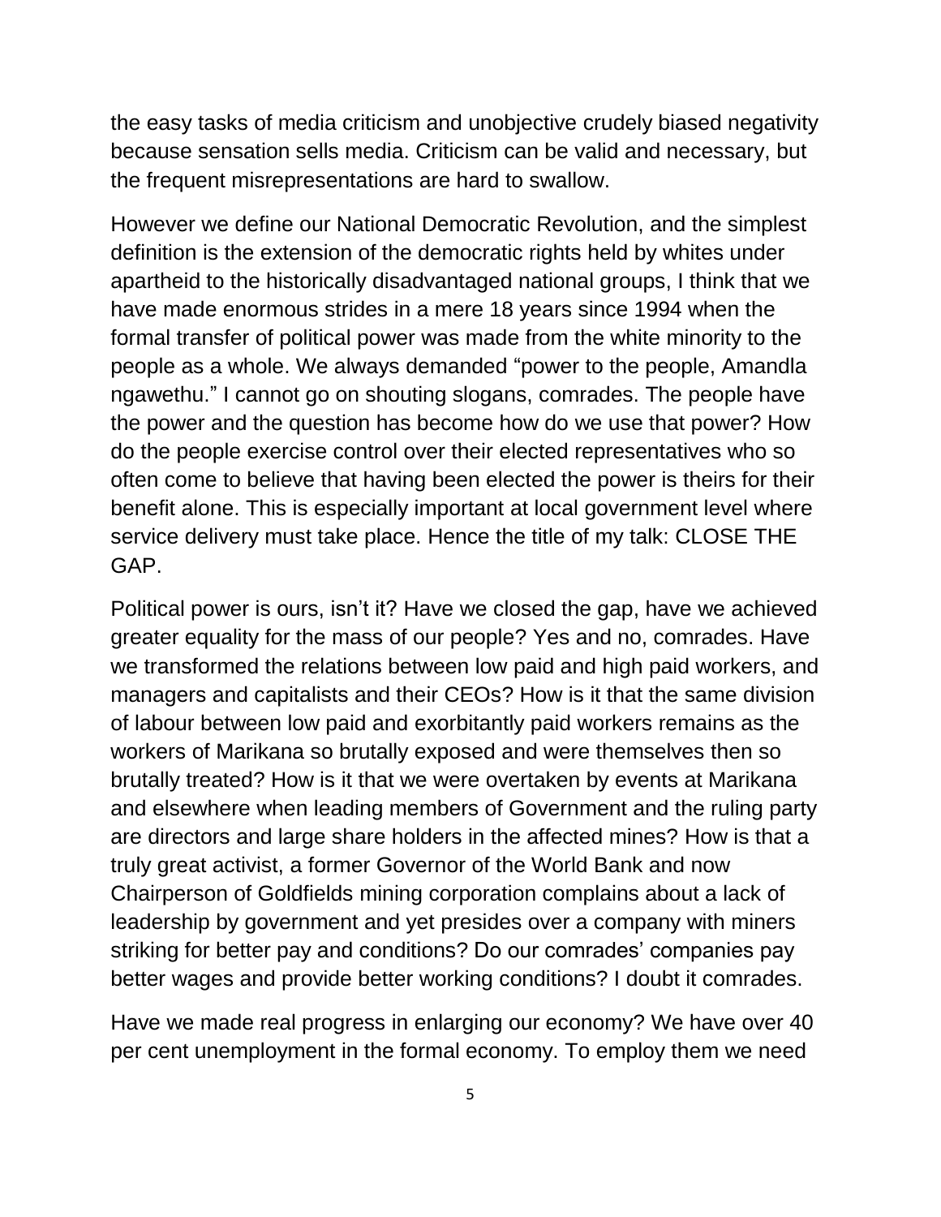the easy tasks of media criticism and unobjective crudely biased negativity because sensation sells media. Criticism can be valid and necessary, but the frequent misrepresentations are hard to swallow.

However we define our National Democratic Revolution, and the simplest definition is the extension of the democratic rights held by whites under apartheid to the historically disadvantaged national groups, I think that we have made enormous strides in a mere 18 years since 1994 when the formal transfer of political power was made from the white minority to the people as a whole. We always demanded "power to the people, Amandla ngawethu." I cannot go on shouting slogans, comrades. The people have the power and the question has become how do we use that power? How do the people exercise control over their elected representatives who so often come to believe that having been elected the power is theirs for their benefit alone. This is especially important at local government level where service delivery must take place. Hence the title of my talk: CLOSE THE GAP.

Political power is ours, isn't it? Have we closed the gap, have we achieved greater equality for the mass of our people? Yes and no, comrades. Have we transformed the relations between low paid and high paid workers, and managers and capitalists and their CEOs? How is it that the same division of labour between low paid and exorbitantly paid workers remains as the workers of Marikana so brutally exposed and were themselves then so brutally treated? How is it that we were overtaken by events at Marikana and elsewhere when leading members of Government and the ruling party are directors and large share holders in the affected mines? How is that a truly great activist, a former Governor of the World Bank and now Chairperson of Goldfields mining corporation complains about a lack of leadership by government and yet presides over a company with miners striking for better pay and conditions? Do our comrades' companies pay better wages and provide better working conditions? I doubt it comrades.

Have we made real progress in enlarging our economy? We have over 40 per cent unemployment in the formal economy. To employ them we need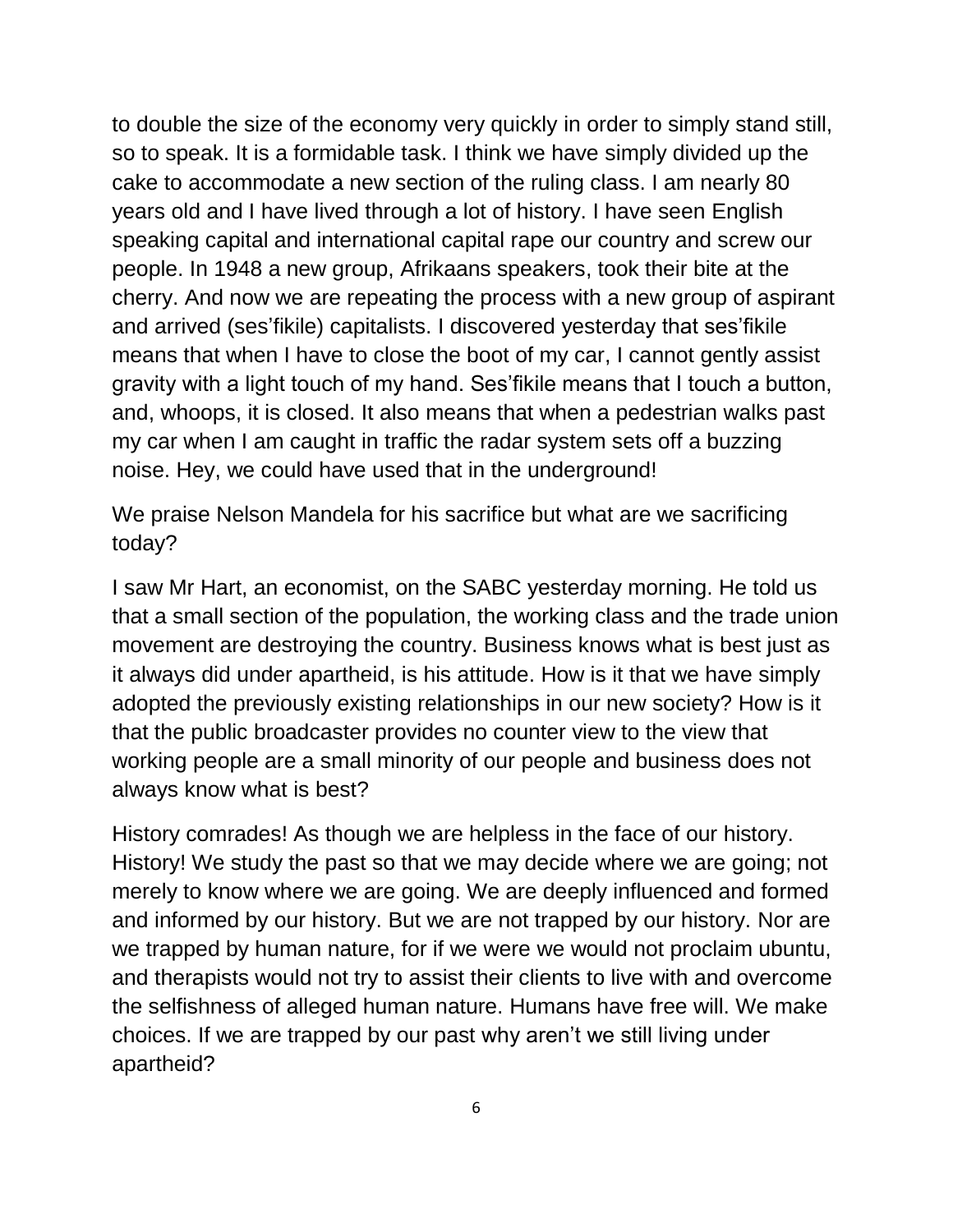to double the size of the economy very quickly in order to simply stand still, so to speak. It is a formidable task. I think we have simply divided up the cake to accommodate a new section of the ruling class. I am nearly 80 years old and I have lived through a lot of history. I have seen English speaking capital and international capital rape our country and screw our people. In 1948 a new group, Afrikaans speakers, took their bite at the cherry. And now we are repeating the process with a new group of aspirant and arrived (ses'fikile) capitalists. I discovered yesterday that ses'fikile means that when I have to close the boot of my car, I cannot gently assist gravity with a light touch of my hand. Ses'fikile means that I touch a button, and, whoops, it is closed. It also means that when a pedestrian walks past my car when I am caught in traffic the radar system sets off a buzzing noise. Hey, we could have used that in the underground!

We praise Nelson Mandela for his sacrifice but what are we sacrificing today?

I saw Mr Hart, an economist, on the SABC yesterday morning. He told us that a small section of the population, the working class and the trade union movement are destroying the country. Business knows what is best just as it always did under apartheid, is his attitude. How is it that we have simply adopted the previously existing relationships in our new society? How is it that the public broadcaster provides no counter view to the view that working people are a small minority of our people and business does not always know what is best?

History comrades! As though we are helpless in the face of our history. History! We study the past so that we may decide where we are going; not merely to know where we are going. We are deeply influenced and formed and informed by our history. But we are not trapped by our history. Nor are we trapped by human nature, for if we were we would not proclaim ubuntu, and therapists would not try to assist their clients to live with and overcome the selfishness of alleged human nature. Humans have free will. We make choices. If we are trapped by our past why aren't we still living under apartheid?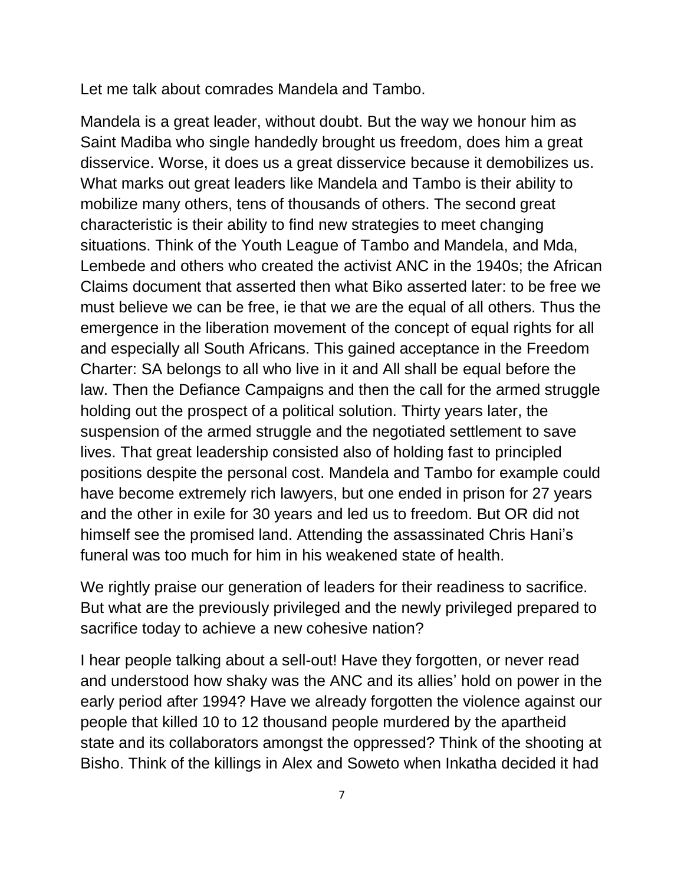Let me talk about comrades Mandela and Tambo.

Mandela is a great leader, without doubt. But the way we honour him as Saint Madiba who single handedly brought us freedom, does him a great disservice. Worse, it does us a great disservice because it demobilizes us. What marks out great leaders like Mandela and Tambo is their ability to mobilize many others, tens of thousands of others. The second great characteristic is their ability to find new strategies to meet changing situations. Think of the Youth League of Tambo and Mandela, and Mda, Lembede and others who created the activist ANC in the 1940s; the African Claims document that asserted then what Biko asserted later: to be free we must believe we can be free, ie that we are the equal of all others. Thus the emergence in the liberation movement of the concept of equal rights for all and especially all South Africans. This gained acceptance in the Freedom Charter: SA belongs to all who live in it and All shall be equal before the law. Then the Defiance Campaigns and then the call for the armed struggle holding out the prospect of a political solution. Thirty years later, the suspension of the armed struggle and the negotiated settlement to save lives. That great leadership consisted also of holding fast to principled positions despite the personal cost. Mandela and Tambo for example could have become extremely rich lawyers, but one ended in prison for 27 years and the other in exile for 30 years and led us to freedom. But OR did not himself see the promised land. Attending the assassinated Chris Hani's funeral was too much for him in his weakened state of health.

We rightly praise our generation of leaders for their readiness to sacrifice. But what are the previously privileged and the newly privileged prepared to sacrifice today to achieve a new cohesive nation?

I hear people talking about a sell-out! Have they forgotten, or never read and understood how shaky was the ANC and its allies' hold on power in the early period after 1994? Have we already forgotten the violence against our people that killed 10 to 12 thousand people murdered by the apartheid state and its collaborators amongst the oppressed? Think of the shooting at Bisho. Think of the killings in Alex and Soweto when Inkatha decided it had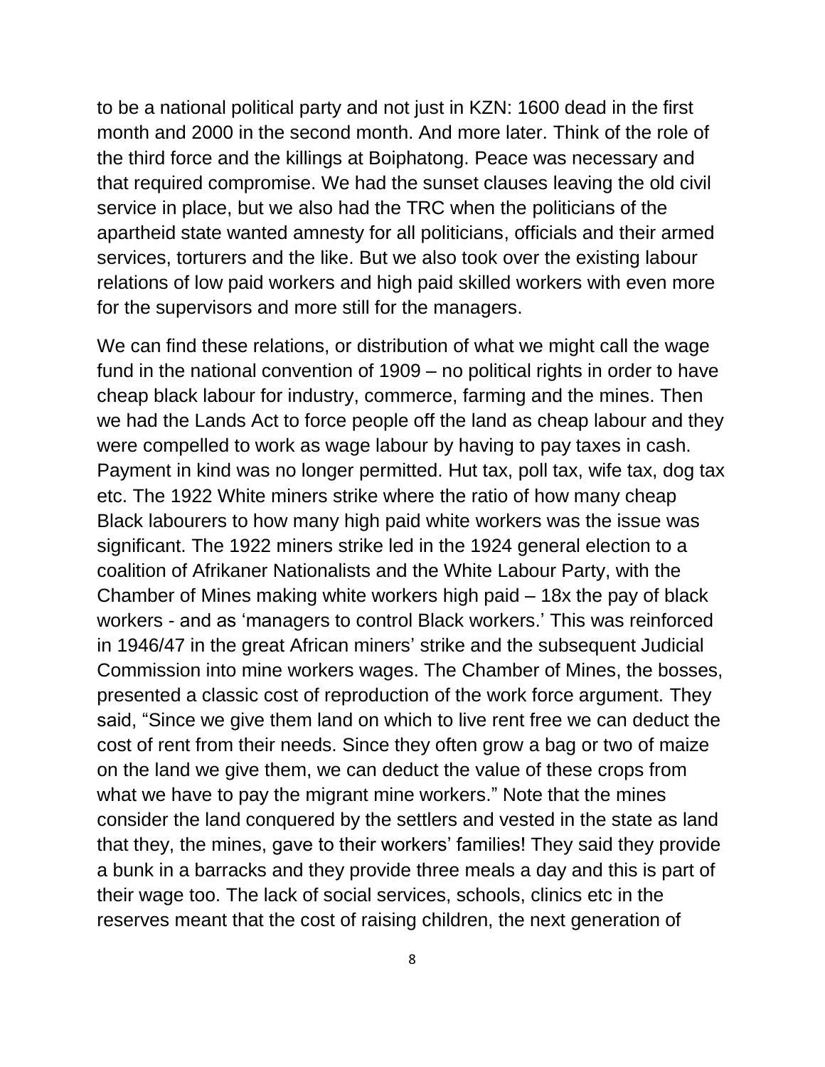to be a national political party and not just in KZN: 1600 dead in the first month and 2000 in the second month. And more later. Think of the role of the third force and the killings at Boiphatong. Peace was necessary and that required compromise. We had the sunset clauses leaving the old civil service in place, but we also had the TRC when the politicians of the apartheid state wanted amnesty for all politicians, officials and their armed services, torturers and the like. But we also took over the existing labour relations of low paid workers and high paid skilled workers with even more for the supervisors and more still for the managers.

We can find these relations, or distribution of what we might call the wage fund in the national convention of 1909 – no political rights in order to have cheap black labour for industry, commerce, farming and the mines. Then we had the Lands Act to force people off the land as cheap labour and they were compelled to work as wage labour by having to pay taxes in cash. Payment in kind was no longer permitted. Hut tax, poll tax, wife tax, dog tax etc. The 1922 White miners strike where the ratio of how many cheap Black labourers to how many high paid white workers was the issue was significant. The 1922 miners strike led in the 1924 general election to a coalition of Afrikaner Nationalists and the White Labour Party, with the Chamber of Mines making white workers high paid – 18x the pay of black workers - and as 'managers to control Black workers.' This was reinforced in 1946/47 in the great African miners' strike and the subsequent Judicial Commission into mine workers wages. The Chamber of Mines, the bosses, presented a classic cost of reproduction of the work force argument. They said, "Since we give them land on which to live rent free we can deduct the cost of rent from their needs. Since they often grow a bag or two of maize on the land we give them, we can deduct the value of these crops from what we have to pay the migrant mine workers." Note that the mines consider the land conquered by the settlers and vested in the state as land that they, the mines, gave to their workers' families! They said they provide a bunk in a barracks and they provide three meals a day and this is part of their wage too. The lack of social services, schools, clinics etc in the reserves meant that the cost of raising children, the next generation of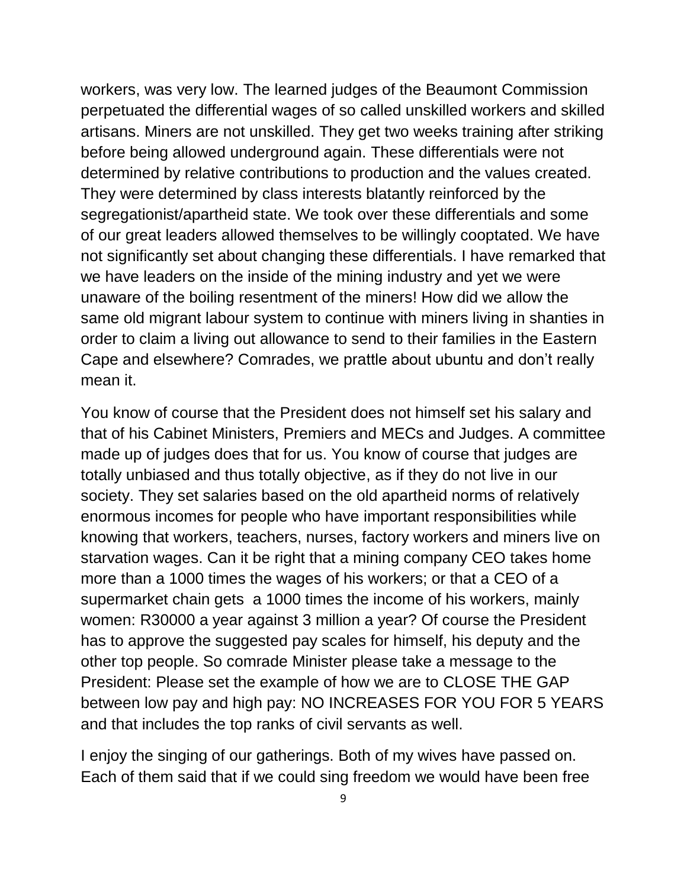workers, was very low. The learned judges of the Beaumont Commission perpetuated the differential wages of so called unskilled workers and skilled artisans. Miners are not unskilled. They get two weeks training after striking before being allowed underground again. These differentials were not determined by relative contributions to production and the values created. They were determined by class interests blatantly reinforced by the segregationist/apartheid state. We took over these differentials and some of our great leaders allowed themselves to be willingly cooptated. We have not significantly set about changing these differentials. I have remarked that we have leaders on the inside of the mining industry and yet we were unaware of the boiling resentment of the miners! How did we allow the same old migrant labour system to continue with miners living in shanties in order to claim a living out allowance to send to their families in the Eastern Cape and elsewhere? Comrades, we prattle about ubuntu and don't really mean it.

You know of course that the President does not himself set his salary and that of his Cabinet Ministers, Premiers and MECs and Judges. A committee made up of judges does that for us. You know of course that judges are totally unbiased and thus totally objective, as if they do not live in our society. They set salaries based on the old apartheid norms of relatively enormous incomes for people who have important responsibilities while knowing that workers, teachers, nurses, factory workers and miners live on starvation wages. Can it be right that a mining company CEO takes home more than a 1000 times the wages of his workers; or that a CEO of a supermarket chain gets a 1000 times the income of his workers, mainly women: R30000 a year against 3 million a year? Of course the President has to approve the suggested pay scales for himself, his deputy and the other top people. So comrade Minister please take a message to the President: Please set the example of how we are to CLOSE THE GAP between low pay and high pay: NO INCREASES FOR YOU FOR 5 YEARS and that includes the top ranks of civil servants as well.

I enjoy the singing of our gatherings. Both of my wives have passed on. Each of them said that if we could sing freedom we would have been free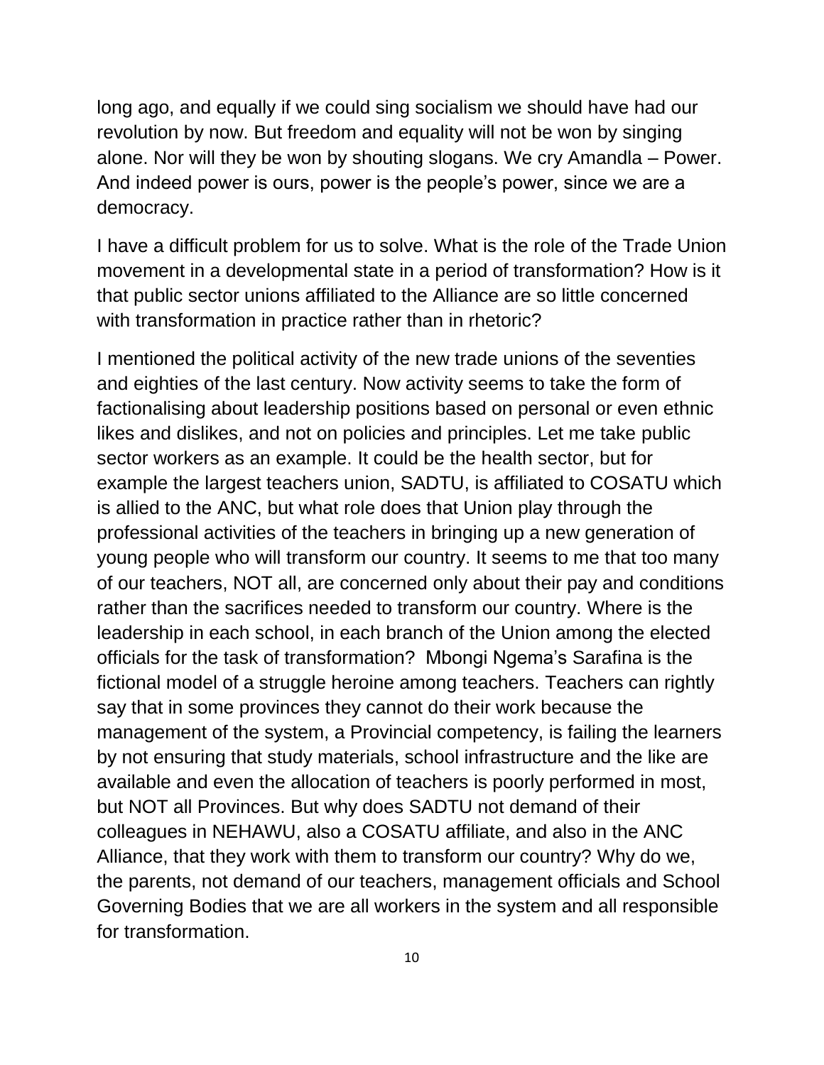long ago, and equally if we could sing socialism we should have had our revolution by now. But freedom and equality will not be won by singing alone. Nor will they be won by shouting slogans. We cry Amandla – Power. And indeed power is ours, power is the people's power, since we are a democracy.

I have a difficult problem for us to solve. What is the role of the Trade Union movement in a developmental state in a period of transformation? How is it that public sector unions affiliated to the Alliance are so little concerned with transformation in practice rather than in rhetoric?

I mentioned the political activity of the new trade unions of the seventies and eighties of the last century. Now activity seems to take the form of factionalising about leadership positions based on personal or even ethnic likes and dislikes, and not on policies and principles. Let me take public sector workers as an example. It could be the health sector, but for example the largest teachers union, SADTU, is affiliated to COSATU which is allied to the ANC, but what role does that Union play through the professional activities of the teachers in bringing up a new generation of young people who will transform our country. It seems to me that too many of our teachers, NOT all, are concerned only about their pay and conditions rather than the sacrifices needed to transform our country. Where is the leadership in each school, in each branch of the Union among the elected officials for the task of transformation? Mbongi Ngema's Sarafina is the fictional model of a struggle heroine among teachers. Teachers can rightly say that in some provinces they cannot do their work because the management of the system, a Provincial competency, is failing the learners by not ensuring that study materials, school infrastructure and the like are available and even the allocation of teachers is poorly performed in most, but NOT all Provinces. But why does SADTU not demand of their colleagues in NEHAWU, also a COSATU affiliate, and also in the ANC Alliance, that they work with them to transform our country? Why do we, the parents, not demand of our teachers, management officials and School Governing Bodies that we are all workers in the system and all responsible for transformation.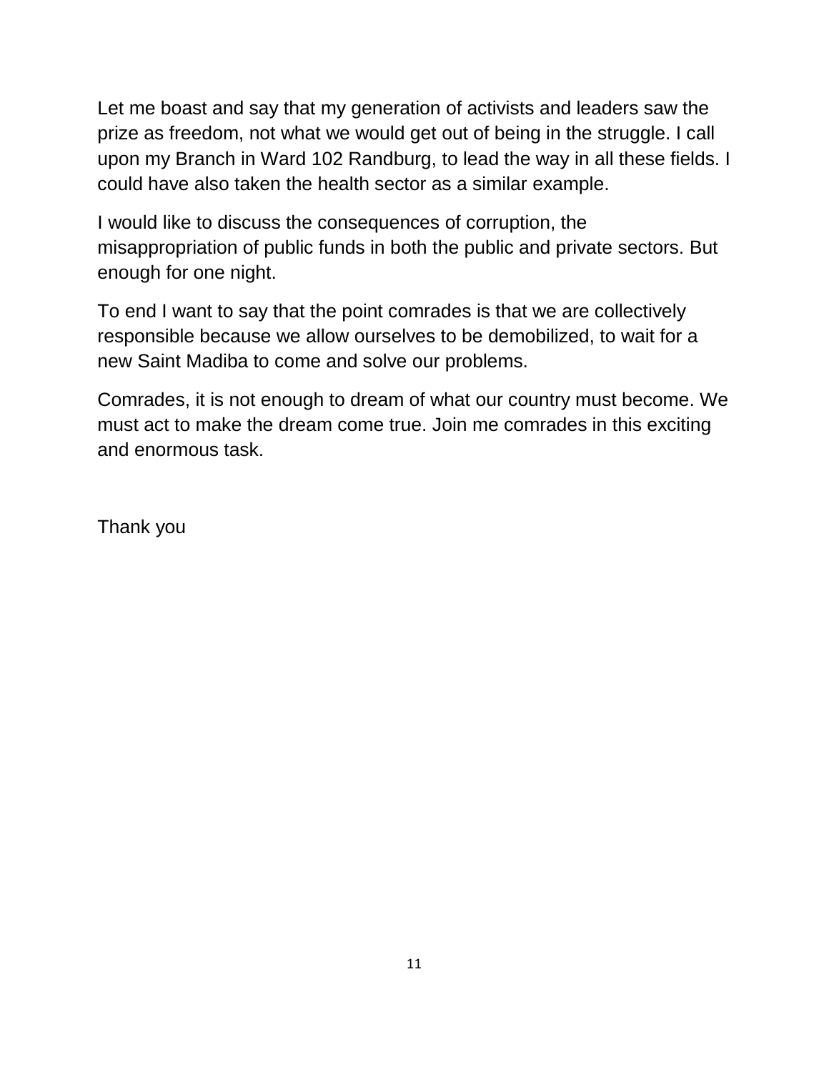Let me boast and say that my generation of activists and leaders saw the prize as freedom, not what we would get out of being in the struggle. I call upon my Branch in Ward 102 Randburg, to lead the way in all these fields. I could have also taken the health sector as a similar example.

I would like to discuss the consequences of corruption, the misappropriation of public funds in both the public and private sectors. But enough for one night.

To end I want to say that the point comrades is that we are collectively responsible because we allow ourselves to be demobilized, to wait for a new Saint Madiba to come and solve our problems.

Comrades, it is not enough to dream of what our country must become. We must act to make the dream come true. Join me comrades in this exciting and enormous task.

Thank you